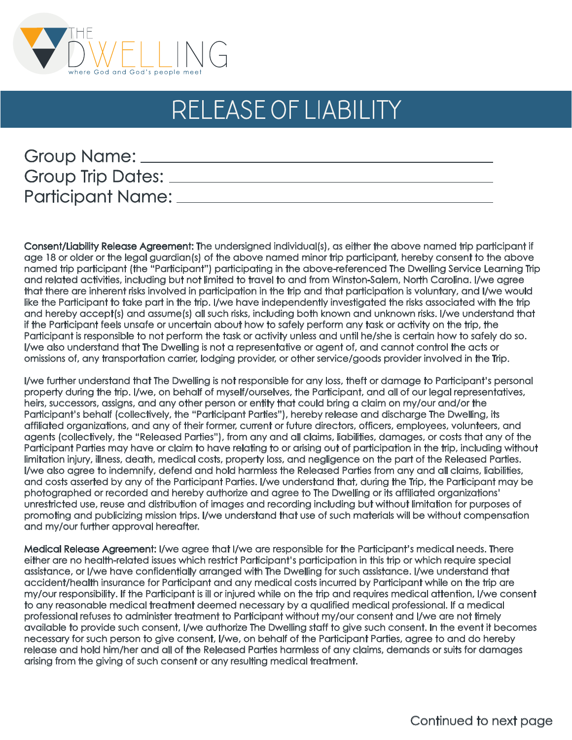THE DWELLING

where God and God's people meet

# RELEASE OF LIABILITY

Group Name: ______________________________________________

Group Trip Dates: ___________________________________________

Participant Name: ___________________________________________

**Consent/Liability Release Agreement:** The undersigned individual(s), as either the above named trip participant if age 18 or older or the legal guardian(s) of the above named minor trip participant, hereby consent to the above named trip participant (the "Participant") participating in the above-referenced The Dwelling Service Learning Trip and related activities, including but not limited to travel to and from Winston-Salem, North Carolina. I/we agree that there are inherent risks involved in participation in the trip and that participation is voluntary, and I/we would like the Participant to take part in the trip. I/we have independently investigated the risks associated with the trip and hereby accept(s) and assume(s) all such risks, including both known and unknown risks. I/we understand that if the Participant feels unsafe or uncertain about how to safely perform any task or activity on the trip, the Participant is responsible to not perform the task or activity unless and until he/she is certain how to safely do so. I/we also understand that The Dwelling is not a representative or agent of, and cannot control the acts or omissions of, any transportation carrier, lodging provider, or other service/goods provider involved in the Trip.

I/we further understand that The Dwelling is not responsible for any loss, theft or damage to Participant's personal property during the trip. I/we, on behalf of myself/ourselves, the Participant, and all of our legal representatives, heirs, successors, assigns, and any other person or entity that could bring a claim on my/our and/or the Participant's behalf (collectively, the "Participant Parties"), hereby release and discharge The Dwelling, its affiliated organizations, and any of their former, current or future directors, officers, employees, volunteers, and agents (collectively, the "Released Parties"), from any and all claims, liabilities, damages, or costs that any of the Participant Parties may have or claim to have relating to or arising out of participation in the trip, including without limitation injury, illness, death, medical costs, property loss, and negligence on the part of the Released Parties. I/we also agree to indemnify, defend and hold harmless the Released Parties from any and all claims, liabilities, and costs asserted by any of the Participant Parties. I/we understand that, during the Trip, the Participant may be photographed or recorded and hereby authorize and agree to The Dwelling or its affiliated organizations' unrestricted use, reuse and distribution of images and recording including but without limitation for purposes of promoting and publicizing mission trips. I/we understand that use of such materials will be without compensation and my/our further approval hereafter.

**Medical Release Agreement:** I/we agree that I/we are responsible for the Participant's medical needs. There either are no health-related issues which restrict Participant's participation in this trip or which require special assistance, or I/we have confidentially arranged with The Dwelling for such assistance. I/we understand that accident/health insurance for Participant and any medical costs incurred by Participant while on the trip are my/our responsibility. If the Participant is ill or injured while on the trip and requires medical attention, I/we consent to any reasonable medical treatment deemed necessary by a qualified medical professional. If a medical professional refuses to administer treatment to Participant without my/our consent and I/we are not timely available to provide such consent, I/we authorize The Dwelling staff to give such consent. In the event it becomes necessary for such person to give consent, I/we, on behalf of the Participant Parties, agree to and do hereby release and hold him/her and all of the Released Parties harmless of any claims, demands or suits for damages arising from the giving of such consent or any resulting medical treatment.

Continued to next page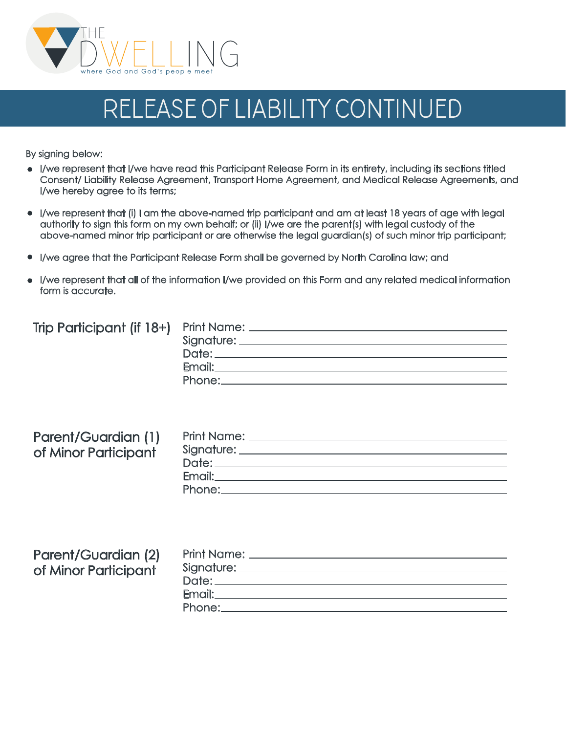THE DWELLING

where God and God's people meet

# RELEASE OF LIABILITY CONTINUED

By signing below:

- I/we represent that I/we have read this Participant Release Form in its entirety, including its sections titled Consent/ Liability Release Agreement, Transport Home Agreement, and Medical Release Agreements, and I/we hereby agree to its terms;
- I/we represent that (i) I am the above-named trip participant and am at least 18 years of age with legal authority to sign this form on my own behalf; or (ii) I/we are the parent(s) with legal custody of the above-named minor trip participant or are otherwise the legal guardian(s) of such minor trip participant;
- I/we agree that the Participant Release Form shall be governed by North Carolina law; and
- I/we represent that all of the information I/we provided on this Form and any related medical information form is accurate.

**Trip Participant (if 18+)**

Print Name: ______________________________

Signature: ______________________________

Date: ______________________________

Email: ______________________________

Phone: ______________________________

**Parent/Guardian (1) of Minor Participant**

Print Name: ______________________________

Signature: ______________________________

Date: ______________________________

Email: ______________________________

Phone: ______________________________

**Parent/Guardian (2) of Minor Participant**

Print Name: ______________________________

Signature: ______________________________

Date: ______________________________

Email: ______________________________

Phone: ______________________________